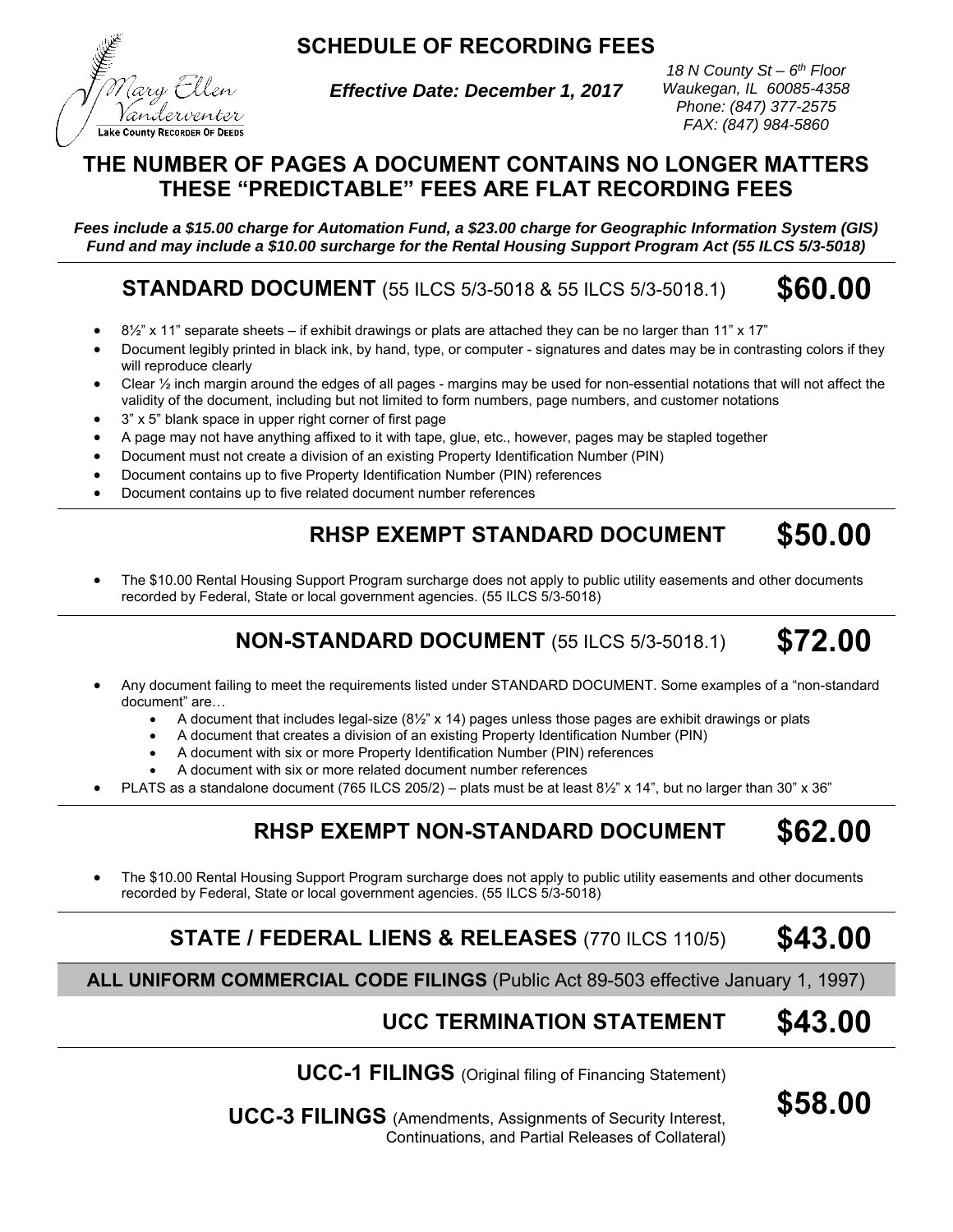Mary Ellen Vanderventer
Lake County Recorder of Deeds

# SCHEDULE OF RECORDING FEES

***Effective Date: December 1, 2017***

*18 N County St – 6th Floor*
*Waukegan, IL 60085-4358*
*Phone: (847) 377-2575*
*FAX: (847) 984-5860*

## THE NUMBER OF PAGES A DOCUMENT CONTAINS NO LONGER MATTERS THESE "PREDICTABLE" FEES ARE FLAT RECORDING FEES

***Fees include a $15.00 charge for Automation Fund, a $23.00 charge for Geographic Information System (GIS) Fund and may include a $10.00 surcharge for the Rental Housing Support Program Act (55 ILCS 5/3-5018)***

## STANDARD DOCUMENT (55 ILCS 5/3-5018 & 55 ILCS 5/3-5018.1) $60.00

- 8½" x 11" separate sheets – if exhibit drawings or plats are attached they can be no larger than 11" x 17"
- Document legibly printed in black ink, by hand, type, or computer - signatures and dates may be in contrasting colors if they will reproduce clearly
- Clear ½ inch margin around the edges of all pages - margins may be used for non-essential notations that will not affect the validity of the document, including but not limited to form numbers, page numbers, and customer notations
- 3" x 5" blank space in upper right corner of first page
- A page may not have anything affixed to it with tape, glue, etc., however, pages may be stapled together
- Document must not create a division of an existing Property Identification Number (PIN)
- Document contains up to five Property Identification Number (PIN) references
- Document contains up to five related document number references

## RHSP EXEMPT STANDARD DOCUMENT $50.00

- The $10.00 Rental Housing Support Program surcharge does not apply to public utility easements and other documents recorded by Federal, State or local government agencies. (55 ILCS 5/3-5018)

## NON-STANDARD DOCUMENT (55 ILCS 5/3-5018.1) $72.00

- Any document failing to meet the requirements listed under STANDARD DOCUMENT. Some examples of a "non-standard document" are…
  - A document that includes legal-size (8½" x 14) pages unless those pages are exhibit drawings or plats
  - A document that creates a division of an existing Property Identification Number (PIN)
  - A document with six or more Property Identification Number (PIN) references
  - A document with six or more related document number references
- PLATS as a standalone document (765 ILCS 205/2) – plats must be at least 8½" x 14", but no larger than 30" x 36"

## RHSP EXEMPT NON-STANDARD DOCUMENT $62.00

- The $10.00 Rental Housing Support Program surcharge does not apply to public utility easements and other documents recorded by Federal, State or local government agencies. (55 ILCS 5/3-5018)

## STATE / FEDERAL LIENS & RELEASES (770 ILCS 110/5) $43.00

## ALL UNIFORM COMMERCIAL CODE FILINGS (Public Act 89-503 effective January 1, 1997)

### UCC TERMINATION STATEMENT $43.00

### UCC-1 FILINGS (Original filing of Financing Statement)

### UCC-3 FILINGS (Amendments, Assignments of Security Interest, Continuations, and Partial Releases of Collateral)

**$58.00**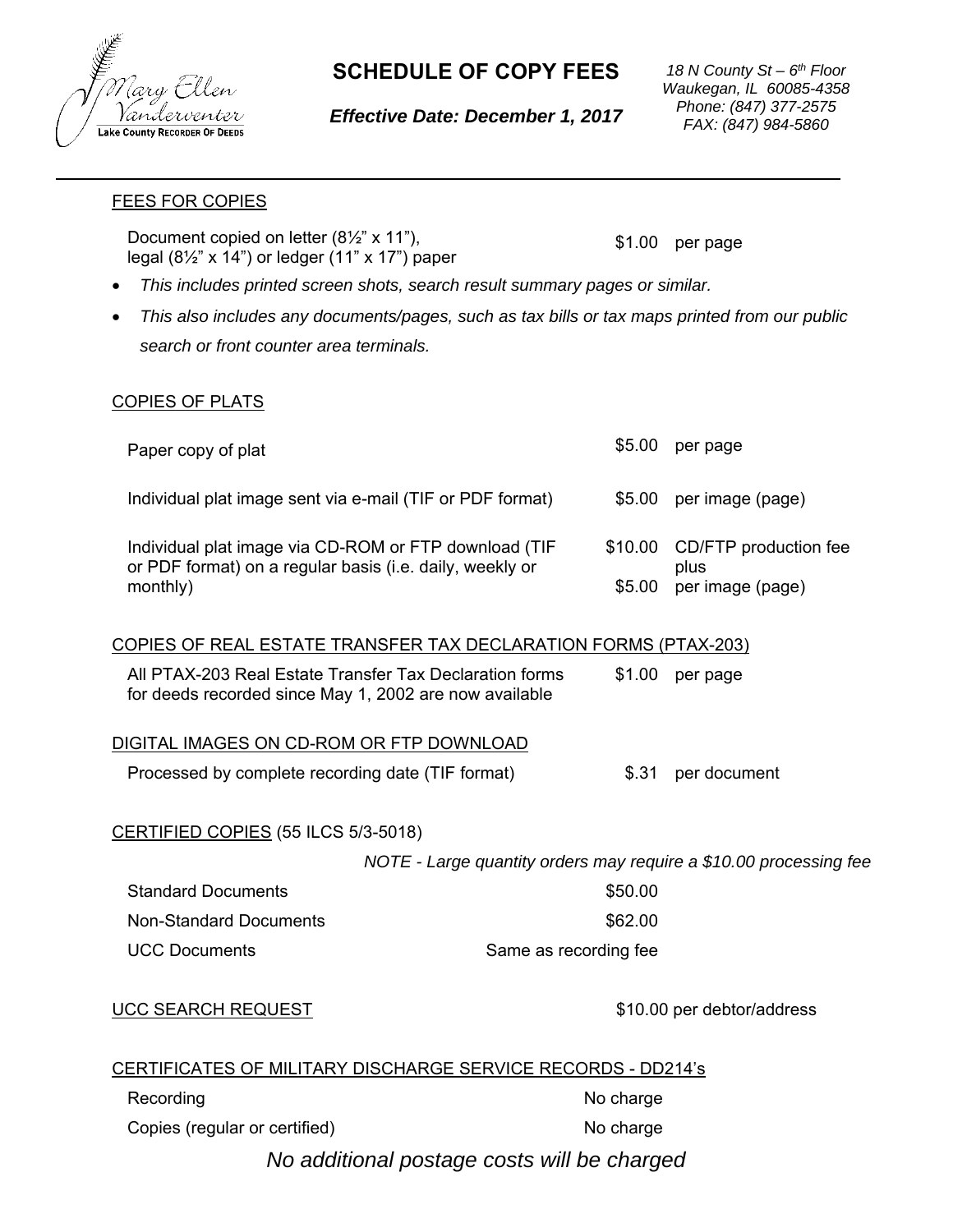Mary Ellen Vanderventer
Lake County Recorder Of Deeds

# SCHEDULE OF COPY FEES

***Effective Date: December 1, 2017***

*18 N County St – 6th Floor*
*Waukegan, IL 60085-4358*
*Phone: (847) 377-2575*
*FAX: (847) 984-5860*

---

## FEES FOR COPIES

| | | |
|---|---|---|
| Document copied on letter (8½" x 11"), legal (8½" x 14") or ledger (11" x 17") paper | $1.00 | per page |

- *This includes printed screen shots, search result summary pages or similar.*
- *This also includes any documents/pages, such as tax bills or tax maps printed from our public search or front counter area terminals.*

## COPIES OF PLATS

| | | |
|---|---|---|
| Paper copy of plat | $5.00 | per page |
| Individual plat image sent via e-mail (TIF or PDF format) | $5.00 | per image (page) |
| Individual plat image via CD-ROM or FTP download (TIF or PDF format) on a regular basis (i.e. daily, weekly or monthly) | $10.00 | CD/FTP production fee plus |
| | $5.00 | per image (page) |

## COPIES OF REAL ESTATE TRANSFER TAX DECLARATION FORMS (PTAX-203)

| | | |
|---|---|---|
| All PTAX-203 Real Estate Transfer Tax Declaration forms for deeds recorded since May 1, 2002 are now available | $1.00 | per page |

## DIGITAL IMAGES ON CD-ROM OR FTP DOWNLOAD

| | | |
|---|---|---|
| Processed by complete recording date (TIF format) | $.31 | per document |

## CERTIFIED COPIES (55 ILCS 5/3-5018)

*NOTE - Large quantity orders may require a $10.00 processing fee*

| | |
|---|---|
| Standard Documents | $50.00 |
| Non-Standard Documents | $62.00 |
| UCC Documents | Same as recording fee |

## UCC SEARCH REQUEST

$10.00 per debtor/address

## CERTIFICATES OF MILITARY DISCHARGE SERVICE RECORDS - DD214's

| | |
|---|---|
| Recording | No charge |
| Copies (regular or certified) | No charge |

*No additional postage costs will be charged*